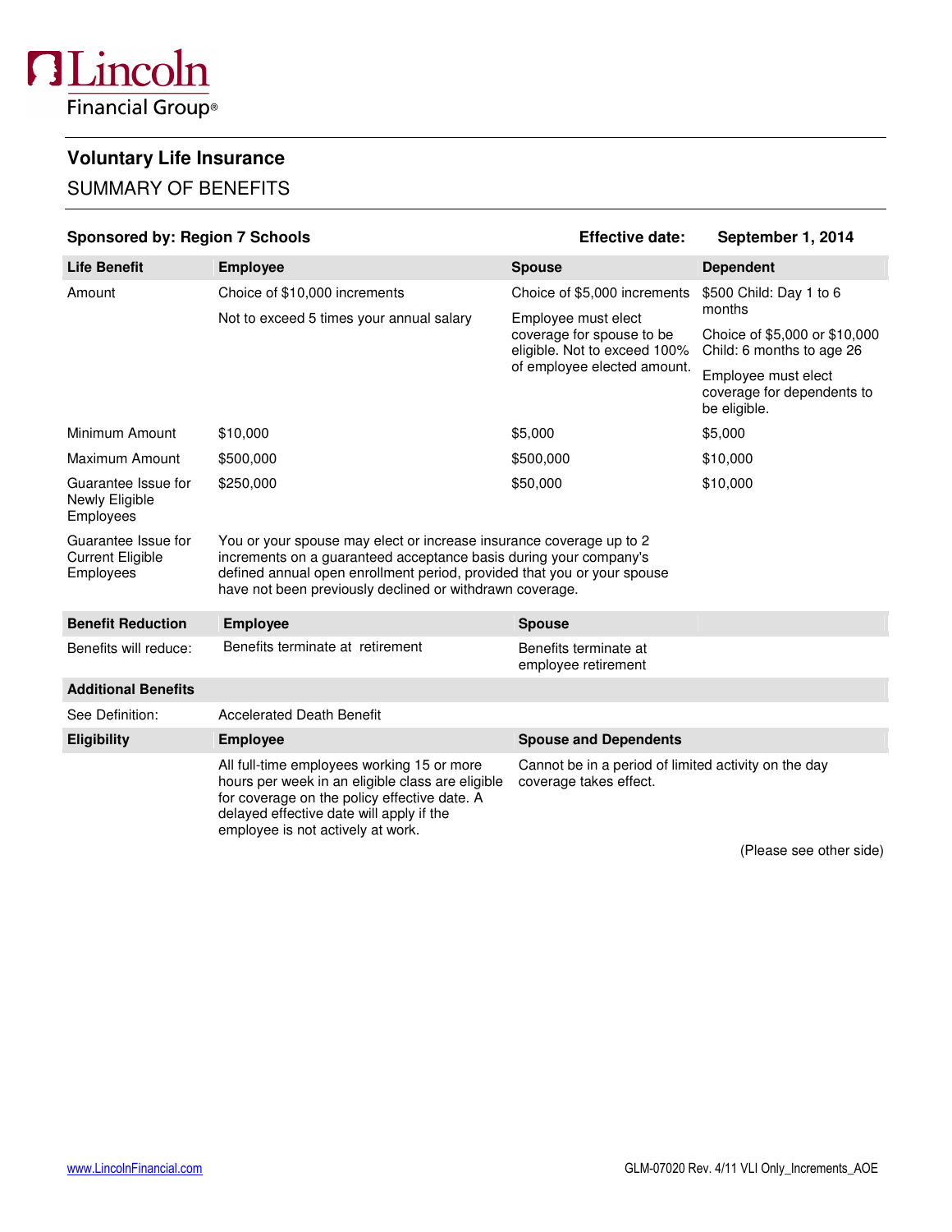Lincoln Financial Group®

## Voluntary Life Insurance

### SUMMARY OF BENEFITS

**Sponsored by: Region 7 Schools** **Effective date: September 1, 2014**

| Life Benefit | Employee | Spouse | Dependent |
|---|---|---|---|
| Amount | Choice of $10,000 increments<br><br>Not to exceed 5 times your annual salary | Choice of $5,000 increments<br><br>Employee must elect coverage for spouse to be eligible. Not to exceed 100% of employee elected amount. | $500 Child: Day 1 to 6 months<br><br>Choice of $5,000 or $10,000 Child: 6 months to age 26<br><br>Employee must elect coverage for dependents to be eligible. |
| Minimum Amount | $10,000 | $5,000 | $5,000 |
| Maximum Amount | $500,000 | $500,000 | $10,000 |
| Guarantee Issue for Newly Eligible Employees | $250,000 | $50,000 | $10,000 |
| Guarantee Issue for Current Eligible Employees | You or your spouse may elect or increase insurance coverage up to 2 increments on a guaranteed acceptance basis during your company's defined annual open enrollment period, provided that you or your spouse have not been previously declined or withdrawn coverage. | | |

| Benefit Reduction | Employee | Spouse |
|---|---|---|
| Benefits will reduce: | Benefits terminate at retirement | Benefits terminate at employee retirement |

| Additional Benefits | |
|---|---|
| See Definition: | Accelerated Death Benefit |

| Eligibility | Employee | Spouse and Dependents |
|---|---|---|
| | All full-time employees working 15 or more hours per week in an eligible class are eligible for coverage on the policy effective date. A delayed effective date will apply if the employee is not actively at work. | Cannot be in a period of limited activity on the day coverage takes effect. |

(Please see other side)

www.LincolnFinancial.com GLM-07020 Rev. 4/11 VLI Only_Increments_AOE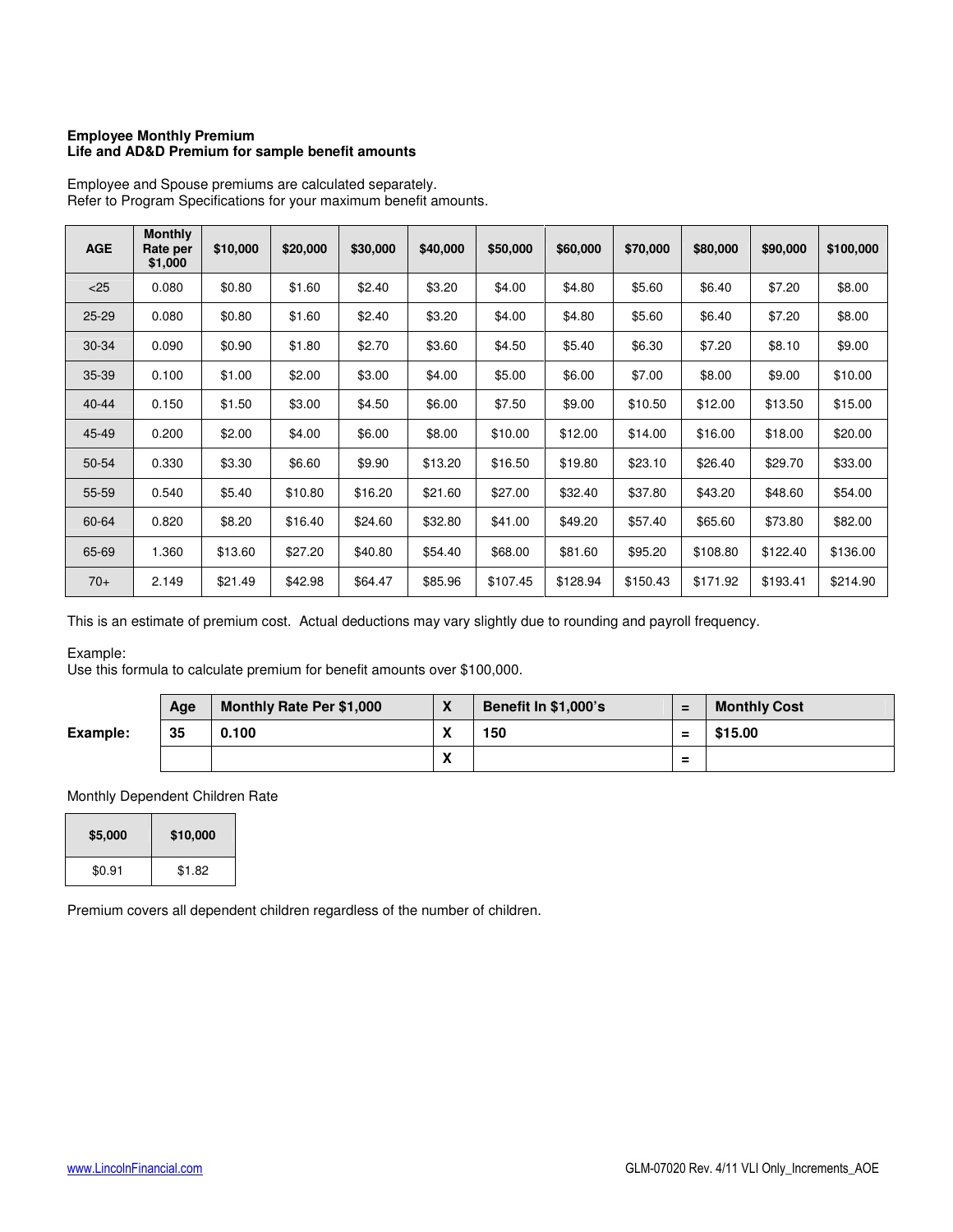**Employee Monthly Premium**
**Life and AD&D Premium for sample benefit amounts**

Employee and Spouse premiums are calculated separately.
Refer to Program Specifications for your maximum benefit amounts.

| AGE | Monthly Rate per $1,000 | $10,000 | $20,000 | $30,000 | $40,000 | $50,000 | $60,000 | $70,000 | $80,000 | $90,000 | $100,000 |
|---|---|---|---|---|---|---|---|---|---|---|---|
| <25 | 0.080 | $0.80 | $1.60 | $2.40 | $3.20 | $4.00 | $4.80 | $5.60 | $6.40 | $7.20 | $8.00 |
| 25-29 | 0.080 | $0.80 | $1.60 | $2.40 | $3.20 | $4.00 | $4.80 | $5.60 | $6.40 | $7.20 | $8.00 |
| 30-34 | 0.090 | $0.90 | $1.80 | $2.70 | $3.60 | $4.50 | $5.40 | $6.30 | $7.20 | $8.10 | $9.00 |
| 35-39 | 0.100 | $1.00 | $2.00 | $3.00 | $4.00 | $5.00 | $6.00 | $7.00 | $8.00 | $9.00 | $10.00 |
| 40-44 | 0.150 | $1.50 | $3.00 | $4.50 | $6.00 | $7.50 | $9.00 | $10.50 | $12.00 | $13.50 | $15.00 |
| 45-49 | 0.200 | $2.00 | $4.00 | $6.00 | $8.00 | $10.00 | $12.00 | $14.00 | $16.00 | $18.00 | $20.00 |
| 50-54 | 0.330 | $3.30 | $6.60 | $9.90 | $13.20 | $16.50 | $19.80 | $23.10 | $26.40 | $29.70 | $33.00 |
| 55-59 | 0.540 | $5.40 | $10.80 | $16.20 | $21.60 | $27.00 | $32.40 | $37.80 | $43.20 | $48.60 | $54.00 |
| 60-64 | 0.820 | $8.20 | $16.40 | $24.60 | $32.80 | $41.00 | $49.20 | $57.40 | $65.60 | $73.80 | $82.00 |
| 65-69 | 1.360 | $13.60 | $27.20 | $40.80 | $54.40 | $68.00 | $81.60 | $95.20 | $108.80 | $122.40 | $136.00 |
| 70+ | 2.149 | $21.49 | $42.98 | $64.47 | $85.96 | $107.45 | $128.94 | $150.43 | $171.92 | $193.41 | $214.90 |

This is an estimate of premium cost. Actual deductions may vary slightly due to rounding and payroll frequency.

Example:
Use this formula to calculate premium for benefit amounts over $100,000.

| | Age | Monthly Rate Per $1,000 | X | Benefit In $1,000's | = | Monthly Cost |
|---|---|---|---|---|---|---|
| **Example:** | 35 | 0.100 | X | 150 | = | $15.00 |
| | | | X | | = | |

Monthly Dependent Children Rate

| $5,000 | $10,000 |
|---|---|
| $0.91 | $1.82 |

Premium covers all dependent children regardless of the number of children.

www.LincolnFinancial.com GLM-07020 Rev. 4/11 VLI Only_Increments_AOE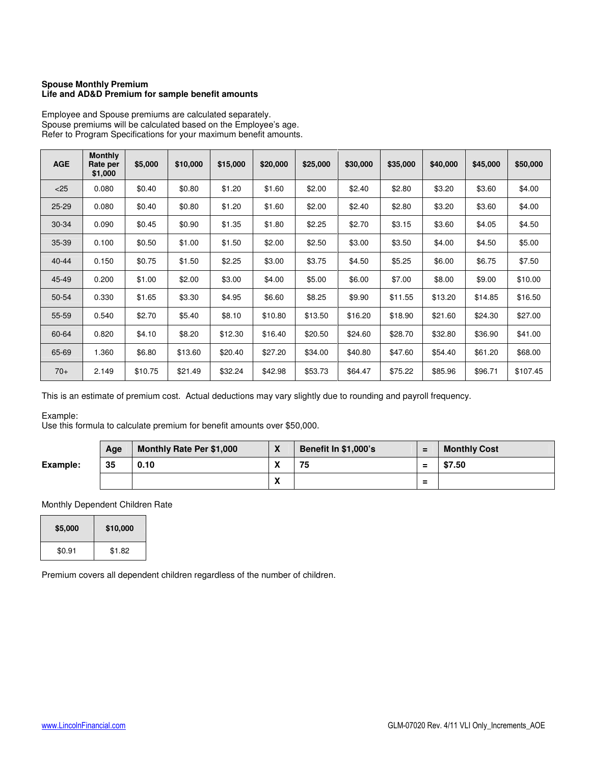**Spouse Monthly Premium**
**Life and AD&D Premium for sample benefit amounts**

Employee and Spouse premiums are calculated separately.
Spouse premiums will be calculated based on the Employee's age.
Refer to Program Specifications for your maximum benefit amounts.

| AGE | Monthly Rate per $1,000 | $5,000 | $10,000 | $15,000 | $20,000 | $25,000 | $30,000 | $35,000 | $40,000 | $45,000 | $50,000 |
|---|---|---|---|---|---|---|---|---|---|---|---|
| <25 | 0.080 | $0.40 | $0.80 | $1.20 | $1.60 | $2.00 | $2.40 | $2.80 | $3.20 | $3.60 | $4.00 |
| 25-29 | 0.080 | $0.40 | $0.80 | $1.20 | $1.60 | $2.00 | $2.40 | $2.80 | $3.20 | $3.60 | $4.00 |
| 30-34 | 0.090 | $0.45 | $0.90 | $1.35 | $1.80 | $2.25 | $2.70 | $3.15 | $3.60 | $4.05 | $4.50 |
| 35-39 | 0.100 | $0.50 | $1.00 | $1.50 | $2.00 | $2.50 | $3.00 | $3.50 | $4.00 | $4.50 | $5.00 |
| 40-44 | 0.150 | $0.75 | $1.50 | $2.25 | $3.00 | $3.75 | $4.50 | $5.25 | $6.00 | $6.75 | $7.50 |
| 45-49 | 0.200 | $1.00 | $2.00 | $3.00 | $4.00 | $5.00 | $6.00 | $7.00 | $8.00 | $9.00 | $10.00 |
| 50-54 | 0.330 | $1.65 | $3.30 | $4.95 | $6.60 | $8.25 | $9.90 | $11.55 | $13.20 | $14.85 | $16.50 |
| 55-59 | 0.540 | $2.70 | $5.40 | $8.10 | $10.80 | $13.50 | $16.20 | $18.90 | $21.60 | $24.30 | $27.00 |
| 60-64 | 0.820 | $4.10 | $8.20 | $12.30 | $16.40 | $20.50 | $24.60 | $28.70 | $32.80 | $36.90 | $41.00 |
| 65-69 | 1.360 | $6.80 | $13.60 | $20.40 | $27.20 | $34.00 | $40.80 | $47.60 | $54.40 | $61.20 | $68.00 |
| 70+ | 2.149 | $10.75 | $21.49 | $32.24 | $42.98 | $53.73 | $64.47 | $75.22 | $85.96 | $96.71 | $107.45 |

This is an estimate of premium cost. Actual deductions may vary slightly due to rounding and payroll frequency.

Example:
Use this formula to calculate premium for benefit amounts over $50,000.

| | Age | Monthly Rate Per $1,000 | X | Benefit In $1,000's | = | Monthly Cost |
|---|---|---|---|---|---|---|
| **Example:** | 35 | 0.10 | X | 75 | = | $7.50 |
| | | | X | | = | |

Monthly Dependent Children Rate

| $5,000 | $10,000 |
|---|---|
| $0.91 | $1.82 |

Premium covers all dependent children regardless of the number of children.

www.LincolnFinancial.com GLM-07020 Rev. 4/11 VLI Only_Increments_AOE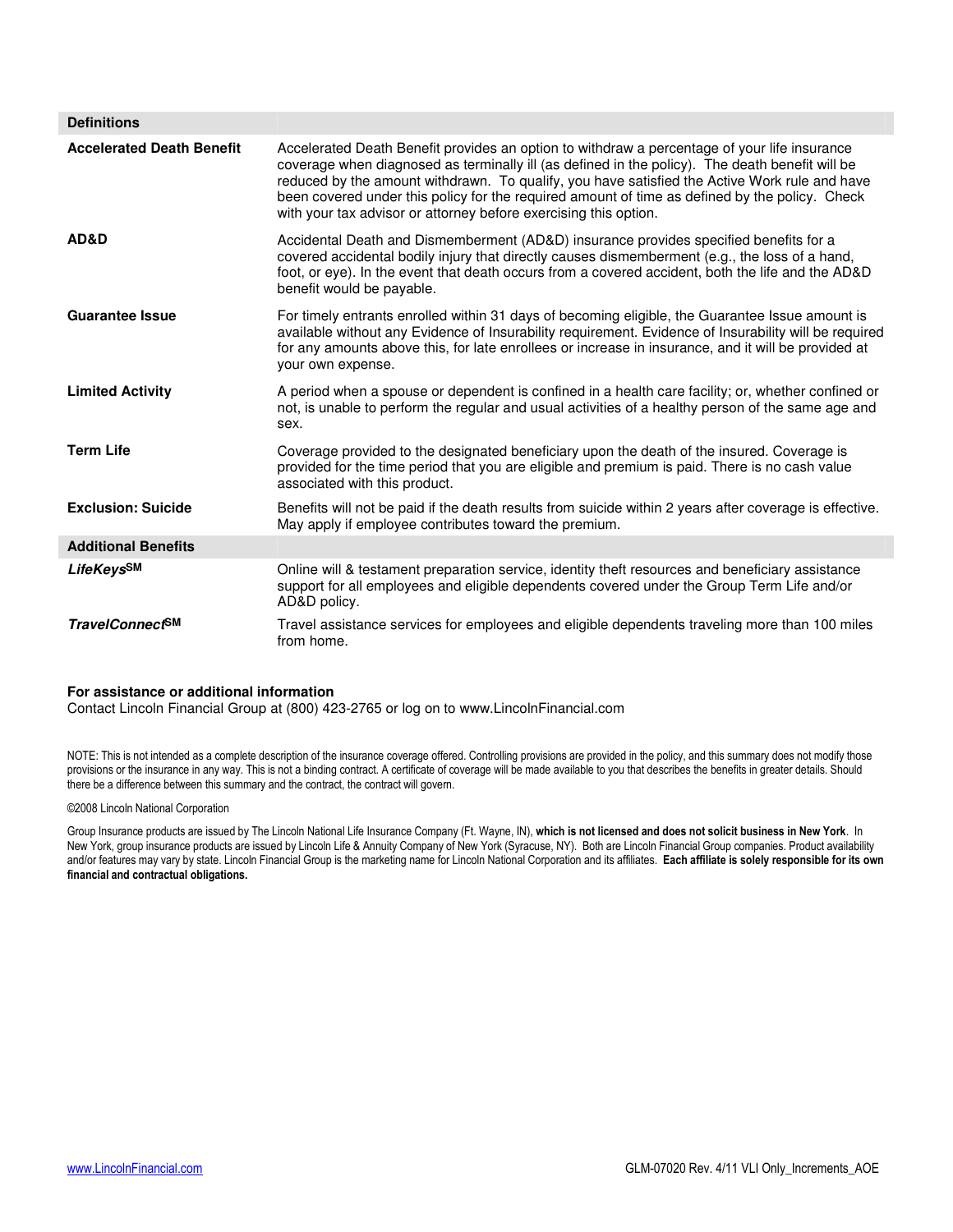| Definitions | |
|---|---|
| **Accelerated Death Benefit** | Accelerated Death Benefit provides an option to withdraw a percentage of your life insurance coverage when diagnosed as terminally ill (as defined in the policy). The death benefit will be reduced by the amount withdrawn. To qualify, you have satisfied the Active Work rule and have been covered under this policy for the required amount of time as defined by the policy. Check with your tax advisor or attorney before exercising this option. |
| **AD&D** | Accidental Death and Dismemberment (AD&D) insurance provides specified benefits for a covered accidental bodily injury that directly causes dismemberment (e.g., the loss of a hand, foot, or eye). In the event that death occurs from a covered accident, both the life and the AD&D benefit would be payable. |
| **Guarantee Issue** | For timely entrants enrolled within 31 days of becoming eligible, the Guarantee Issue amount is available without any Evidence of Insurability requirement. Evidence of Insurability will be required for any amounts above this, for late enrollees or increase in insurance, and it will be provided at your own expense. |
| **Limited Activity** | A period when a spouse or dependent is confined in a health care facility; or, whether confined or not, is unable to perform the regular and usual activities of a healthy person of the same age and sex. |
| **Term Life** | Coverage provided to the designated beneficiary upon the death of the insured. Coverage is provided for the time period that you are eligible and premium is paid. There is no cash value associated with this product. |
| **Exclusion: Suicide** | Benefits will not be paid if the death results from suicide within 2 years after coverage is effective. May apply if employee contributes toward the premium. |
| **Additional Benefits** | |
| ***LifeKeys*SM** | Online will & testament preparation service, identity theft resources and beneficiary assistance support for all employees and eligible dependents covered under the Group Term Life and/or AD&D policy. |
| ***TravelConnect*SM** | Travel assistance services for employees and eligible dependents traveling more than 100 miles from home. |

**For assistance or additional information**
Contact Lincoln Financial Group at (800) 423-2765 or log on to www.LincolnFinancial.com

NOTE: This is not intended as a complete description of the insurance coverage offered. Controlling provisions are provided in the policy, and this summary does not modify those provisions or the insurance in any way. This is not a binding contract. A certificate of coverage will be made available to you that describes the benefits in greater details. Should there be a difference between this summary and the contract, the contract will govern.

©2008 Lincoln National Corporation

Group Insurance products are issued by The Lincoln National Life Insurance Company (Ft. Wayne, IN), **which is not licensed and does not solicit business in New York**. In New York, group insurance products are issued by Lincoln Life & Annuity Company of New York (Syracuse, NY). Both are Lincoln Financial Group companies. Product availability and/or features may vary by state. Lincoln Financial Group is the marketing name for Lincoln National Corporation and its affiliates. **Each affiliate is solely responsible for its own financial and contractual obligations.**

www.LincolnFinancial.com GLM-07020 Rev. 4/11 VLI Only_Increments_AOE